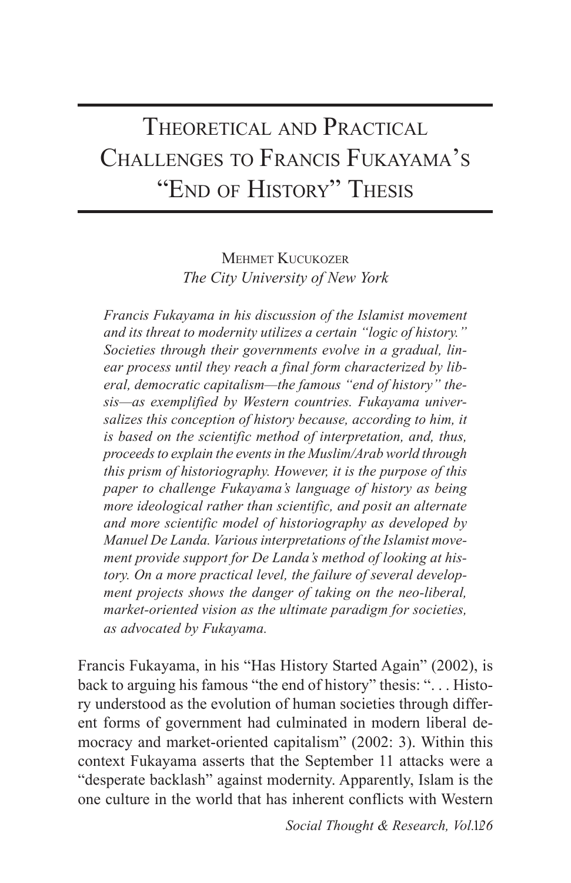# Theoretical and Practical Challenges to Francis Fukayama's "End of History" Thesis

Mehmet Kucukozer
*The City University of New York*

*Francis Fukayama in his discussion of the Islamist movement and its threat to modernity utilizes a certain "logic of history." Societies through their governments evolve in a gradual, linear process until they reach a final form characterized by liberal, democratic capitalism—the famous "end of history" thesis—as exemplified by Western countries. Fukayama universalizes this conception of history because, according to him, it is based on the scientific method of interpretation, and, thus, proceeds to explain the events in the Muslim/Arab world through this prism of historiography. However, it is the purpose of this paper to challenge Fukayama's language of history as being more ideological rather than scientific, and posit an alternate and more scientific model of historiography as developed by Manuel De Landa. Various interpretations of the Islamist movement provide support for De Landa's method of looking at history. On a more practical level, the failure of several development projects shows the danger of taking on the neo-liberal, market-oriented vision as the ultimate paradigm for societies, as advocated by Fukayama.*

Francis Fukayama, in his "Has History Started Again" (2002), is back to arguing his famous "the end of history" thesis: ". . . History understood as the evolution of human societies through different forms of government had culminated in modern liberal democracy and market-oriented capitalism" (2002: 3). Within this context Fukayama asserts that the September 11 attacks were a "desperate backlash" against modernity. Apparently, Islam is the one culture in the world that has inherent conflicts with Western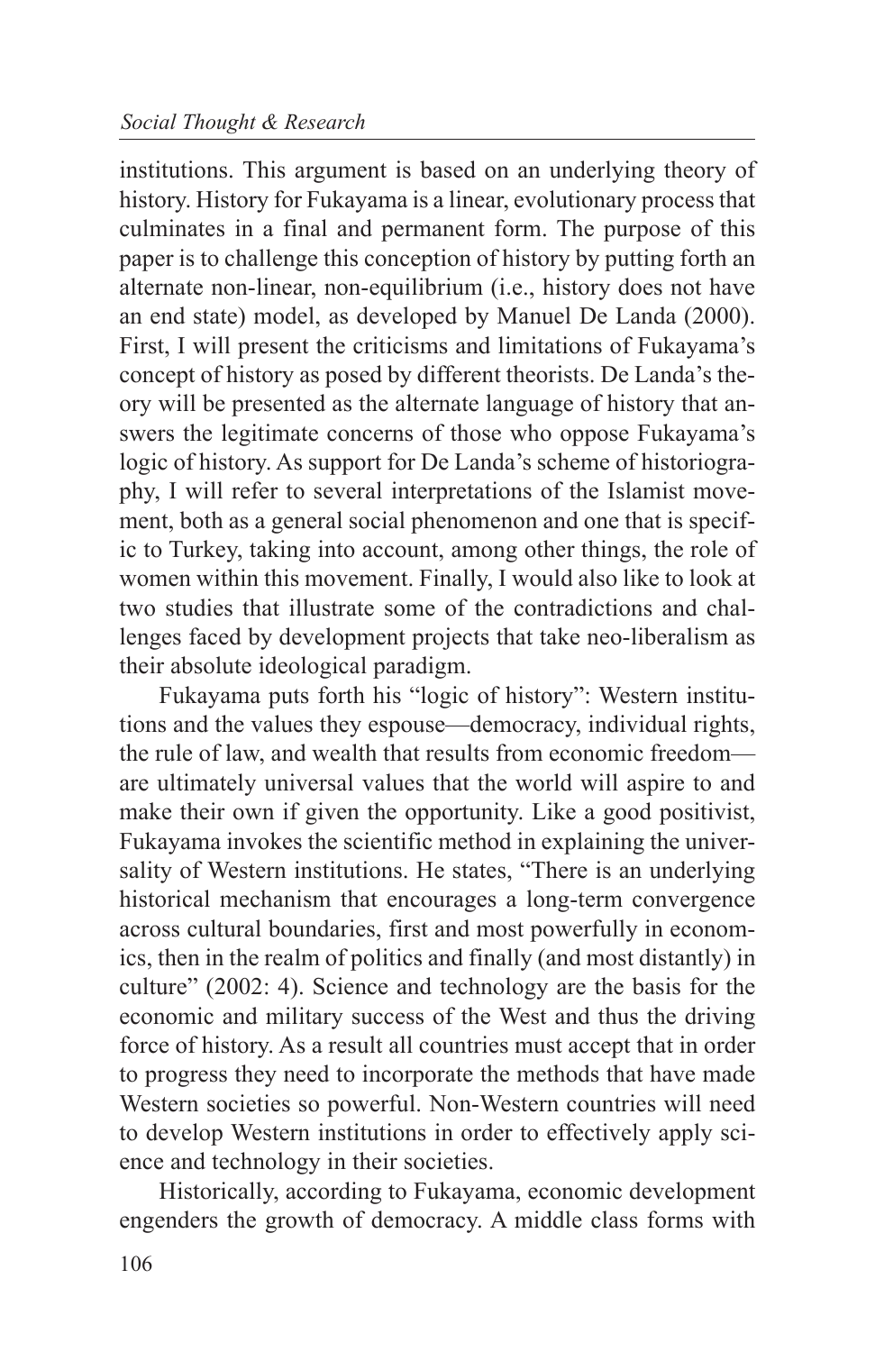institutions. This argument is based on an underlying theory of history. History for Fukayama is a linear, evolutionary process that culminates in a final and permanent form. The purpose of this paper is to challenge this conception of history by putting forth an alternate non-linear, non-equilibrium (i.e., history does not have an end state) model, as developed by Manuel De Landa (2000). First, I will present the criticisms and limitations of Fukayama's concept of history as posed by different theorists. De Landa's theory will be presented as the alternate language of history that answers the legitimate concerns of those who oppose Fukayama's logic of history. As support for De Landa's scheme of historiography, I will refer to several interpretations of the Islamist movement, both as a general social phenomenon and one that is specific to Turkey, taking into account, among other things, the role of women within this movement. Finally, I would also like to look at two studies that illustrate some of the contradictions and challenges faced by development projects that take neo-liberalism as their absolute ideological paradigm.

Fukayama puts forth his "logic of history": Western institutions and the values they espouse—democracy, individual rights, the rule of law, and wealth that results from economic freedom—are ultimately universal values that the world will aspire to and make their own if given the opportunity. Like a good positivist, Fukayama invokes the scientific method in explaining the universality of Western institutions. He states, "There is an underlying historical mechanism that encourages a long-term convergence across cultural boundaries, first and most powerfully in economics, then in the realm of politics and finally (and most distantly) in culture" (2002: 4). Science and technology are the basis for the economic and military success of the West and thus the driving force of history. As a result all countries must accept that in order to progress they need to incorporate the methods that have made Western societies so powerful. Non-Western countries will need to develop Western institutions in order to effectively apply science and technology in their societies.

Historically, according to Fukayama, economic development engenders the growth of democracy. A middle class forms with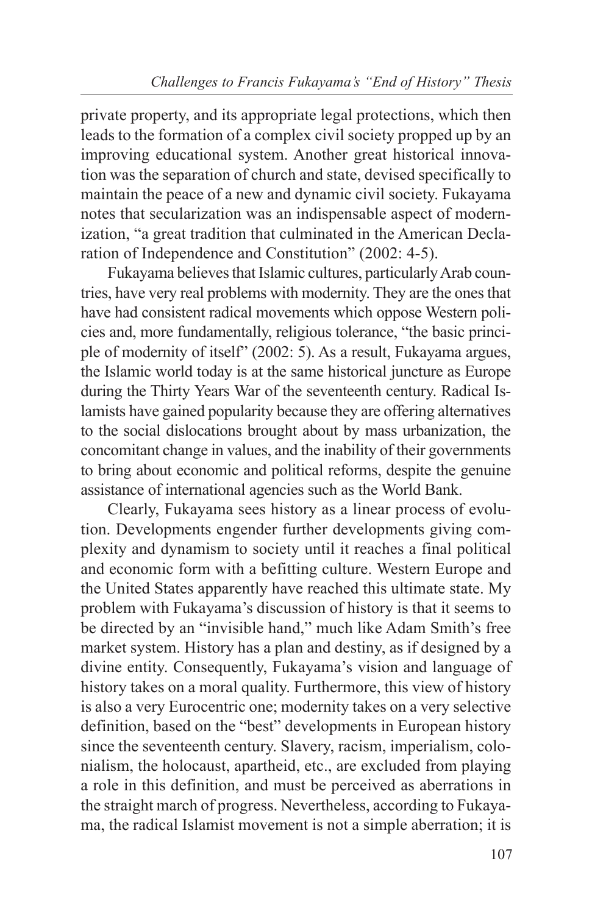private property, and its appropriate legal protections, which then leads to the formation of a complex civil society propped up by an improving educational system. Another great historical innovation was the separation of church and state, devised specifically to maintain the peace of a new and dynamic civil society. Fukayama notes that secularization was an indispensable aspect of modernization, "a great tradition that culminated in the American Declaration of Independence and Constitution" (2002: 4-5).

Fukayama believes that Islamic cultures, particularly Arab countries, have very real problems with modernity. They are the ones that have had consistent radical movements which oppose Western policies and, more fundamentally, religious tolerance, "the basic principle of modernity of itself" (2002: 5). As a result, Fukayama argues, the Islamic world today is at the same historical juncture as Europe during the Thirty Years War of the seventeenth century. Radical Islamists have gained popularity because they are offering alternatives to the social dislocations brought about by mass urbanization, the concomitant change in values, and the inability of their governments to bring about economic and political reforms, despite the genuine assistance of international agencies such as the World Bank.

Clearly, Fukayama sees history as a linear process of evolution. Developments engender further developments giving complexity and dynamism to society until it reaches a final political and economic form with a befitting culture. Western Europe and the United States apparently have reached this ultimate state. My problem with Fukayama's discussion of history is that it seems to be directed by an "invisible hand," much like Adam Smith's free market system. History has a plan and destiny, as if designed by a divine entity. Consequently, Fukayama's vision and language of history takes on a moral quality. Furthermore, this view of history is also a very Eurocentric one; modernity takes on a very selective definition, based on the "best" developments in European history since the seventeenth century. Slavery, racism, imperialism, colonialism, the holocaust, apartheid, etc., are excluded from playing a role in this definition, and must be perceived as aberrations in the straight march of progress. Nevertheless, according to Fukayama, the radical Islamist movement is not a simple aberration; it is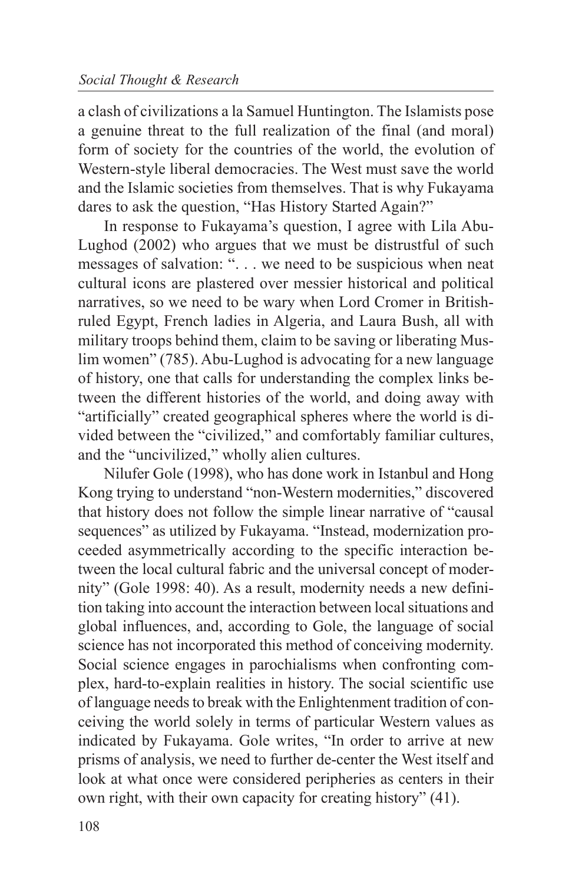a clash of civilizations a la Samuel Huntington. The Islamists pose a genuine threat to the full realization of the final (and moral) form of society for the countries of the world, the evolution of Western-style liberal democracies. The West must save the world and the Islamic societies from themselves. That is why Fukayama dares to ask the question, "Has History Started Again?"

In response to Fukayama's question, I agree with Lila Abu-Lughod (2002) who argues that we must be distrustful of such messages of salvation: ". . . we need to be suspicious when neat cultural icons are plastered over messier historical and political narratives, so we need to be wary when Lord Cromer in British-ruled Egypt, French ladies in Algeria, and Laura Bush, all with military troops behind them, claim to be saving or liberating Muslim women" (785). Abu-Lughod is advocating for a new language of history, one that calls for understanding the complex links between the different histories of the world, and doing away with "artificially" created geographical spheres where the world is divided between the "civilized," and comfortably familiar cultures, and the "uncivilized," wholly alien cultures.

Nilufer Gole (1998), who has done work in Istanbul and Hong Kong trying to understand "non-Western modernities," discovered that history does not follow the simple linear narrative of "causal sequences" as utilized by Fukayama. "Instead, modernization proceeded asymmetrically according to the specific interaction between the local cultural fabric and the universal concept of modernity" (Gole 1998: 40). As a result, modernity needs a new definition taking into account the interaction between local situations and global influences, and, according to Gole, the language of social science has not incorporated this method of conceiving modernity. Social science engages in parochialisms when confronting complex, hard-to-explain realities in history. The social scientific use of language needs to break with the Enlightenment tradition of conceiving the world solely in terms of particular Western values as indicated by Fukayama. Gole writes, "In order to arrive at new prisms of analysis, we need to further de-center the West itself and look at what once were considered peripheries as centers in their own right, with their own capacity for creating history" (41).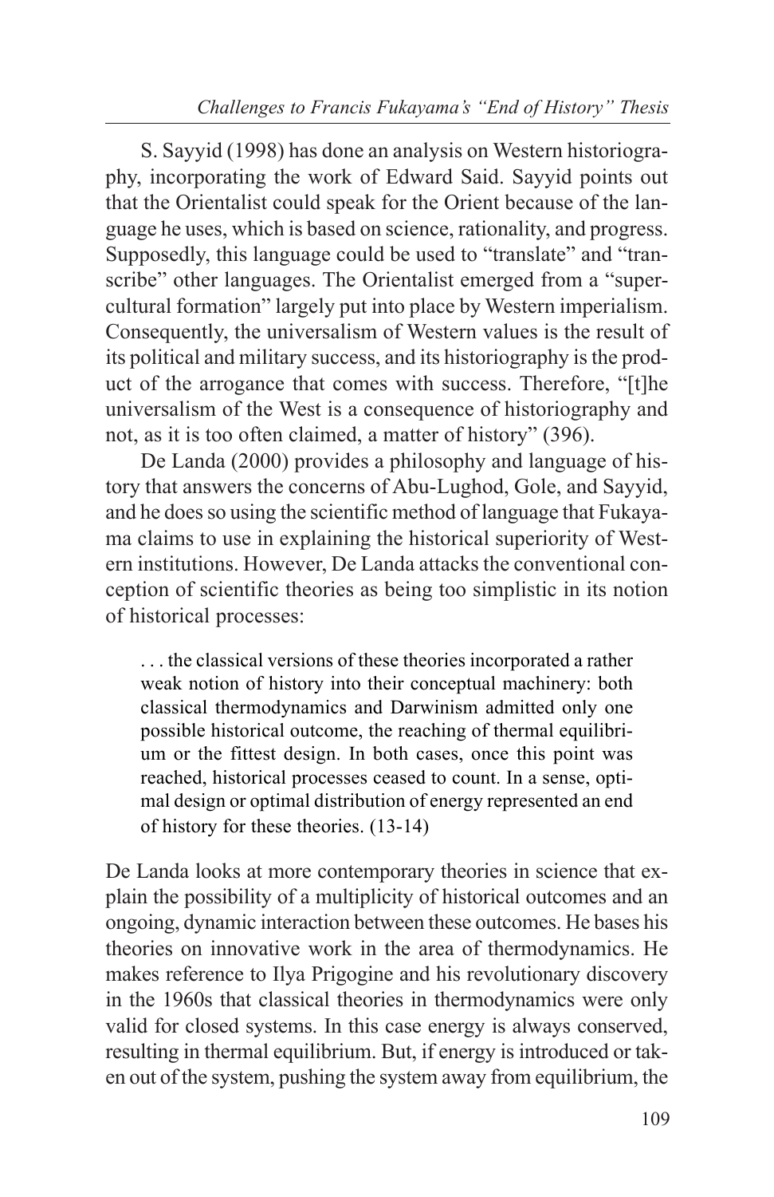S. Sayyid (1998) has done an analysis on Western historiography, incorporating the work of Edward Said. Sayyid points out that the Orientalist could speak for the Orient because of the language he uses, which is based on science, rationality, and progress. Supposedly, this language could be used to "translate" and "transcribe" other languages. The Orientalist emerged from a "supercultural formation" largely put into place by Western imperialism. Consequently, the universalism of Western values is the result of its political and military success, and its historiography is the product of the arrogance that comes with success. Therefore, "[t]he universalism of the West is a consequence of historiography and not, as it is too often claimed, a matter of history" (396).

De Landa (2000) provides a philosophy and language of history that answers the concerns of Abu-Lughod, Gole, and Sayyid, and he does so using the scientific method of language that Fukayama claims to use in explaining the historical superiority of Western institutions. However, De Landa attacks the conventional conception of scientific theories as being too simplistic in its notion of historical processes:

> . . . the classical versions of these theories incorporated a rather weak notion of history into their conceptual machinery: both classical thermodynamics and Darwinism admitted only one possible historical outcome, the reaching of thermal equilibrium or the fittest design. In both cases, once this point was reached, historical processes ceased to count. In a sense, optimal design or optimal distribution of energy represented an end of history for these theories. (13-14)

De Landa looks at more contemporary theories in science that explain the possibility of a multiplicity of historical outcomes and an ongoing, dynamic interaction between these outcomes. He bases his theories on innovative work in the area of thermodynamics. He makes reference to Ilya Prigogine and his revolutionary discovery in the 1960s that classical theories in thermodynamics were only valid for closed systems. In this case energy is always conserved, resulting in thermal equilibrium. But, if energy is introduced or taken out of the system, pushing the system away from equilibrium, the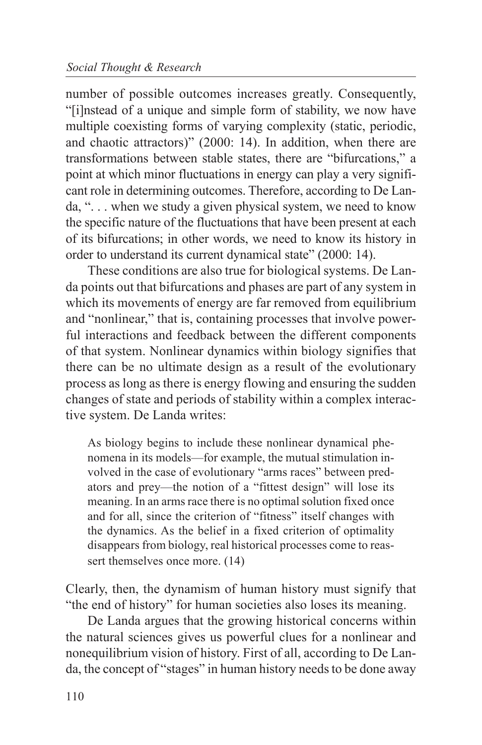number of possible outcomes increases greatly. Consequently, "[i]nstead of a unique and simple form of stability, we now have multiple coexisting forms of varying complexity (static, periodic, and chaotic attractors)" (2000: 14). In addition, when there are transformations between stable states, there are "bifurcations," a point at which minor fluctuations in energy can play a very significant role in determining outcomes. Therefore, according to De Landa, ". . . when we study a given physical system, we need to know the specific nature of the fluctuations that have been present at each of its bifurcations; in other words, we need to know its history in order to understand its current dynamical state" (2000: 14).

These conditions are also true for biological systems. De Landa points out that bifurcations and phases are part of any system in which its movements of energy are far removed from equilibrium and "nonlinear," that is, containing processes that involve powerful interactions and feedback between the different components of that system. Nonlinear dynamics within biology signifies that there can be no ultimate design as a result of the evolutionary process as long as there is energy flowing and ensuring the sudden changes of state and periods of stability within a complex interactive system. De Landa writes:

> As biology begins to include these nonlinear dynamical phenomena in its models—for example, the mutual stimulation involved in the case of evolutionary "arms races" between predators and prey—the notion of a "fittest design" will lose its meaning. In an arms race there is no optimal solution fixed once and for all, since the criterion of "fitness" itself changes with the dynamics. As the belief in a fixed criterion of optimality disappears from biology, real historical processes come to reassert themselves once more. (14)

Clearly, then, the dynamism of human history must signify that "the end of history" for human societies also loses its meaning.

De Landa argues that the growing historical concerns within the natural sciences gives us powerful clues for a nonlinear and nonequilibrium vision of history. First of all, according to De Landa, the concept of "stages" in human history needs to be done away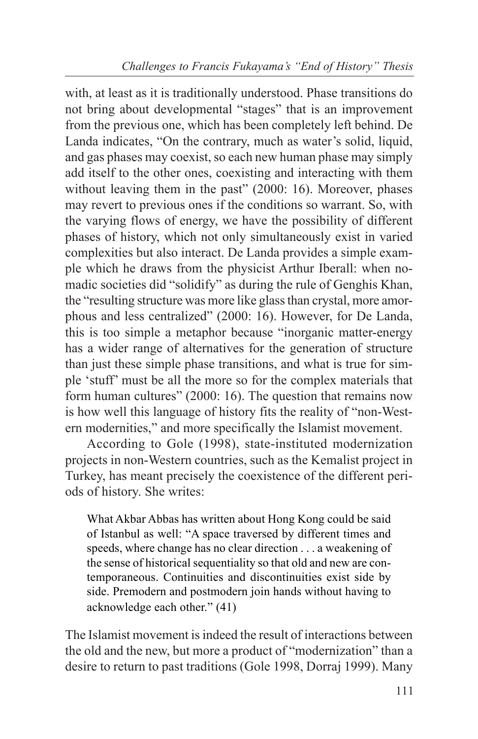with, at least as it is traditionally understood. Phase transitions do not bring about developmental "stages" that is an improvement from the previous one, which has been completely left behind. De Landa indicates, "On the contrary, much as water's solid, liquid, and gas phases may coexist, so each new human phase may simply add itself to the other ones, coexisting and interacting with them without leaving them in the past" (2000: 16). Moreover, phases may revert to previous ones if the conditions so warrant. So, with the varying flows of energy, we have the possibility of different phases of history, which not only simultaneously exist in varied complexities but also interact. De Landa provides a simple example which he draws from the physicist Arthur Iberall: when nomadic societies did "solidify" as during the rule of Genghis Khan, the "resulting structure was more like glass than crystal, more amorphous and less centralized" (2000: 16). However, for De Landa, this is too simple a metaphor because "inorganic matter-energy has a wider range of alternatives for the generation of structure than just these simple phase transitions, and what is true for simple 'stuff' must be all the more so for the complex materials that form human cultures" (2000: 16). The question that remains now is how well this language of history fits the reality of "non-Western modernities," and more specifically the Islamist movement.

According to Gole (1998), state-instituted modernization projects in non-Western countries, such as the Kemalist project in Turkey, has meant precisely the coexistence of the different periods of history. She writes:

> What Akbar Abbas has written about Hong Kong could be said of Istanbul as well: "A space traversed by different times and speeds, where change has no clear direction . . . a weakening of the sense of historical sequentiality so that old and new are contemporaneous. Continuities and discontinuities exist side by side. Premodern and postmodern join hands without having to acknowledge each other." (41)

The Islamist movement is indeed the result of interactions between the old and the new, but more a product of "modernization" than a desire to return to past traditions (Gole 1998, Dorraj 1999). Many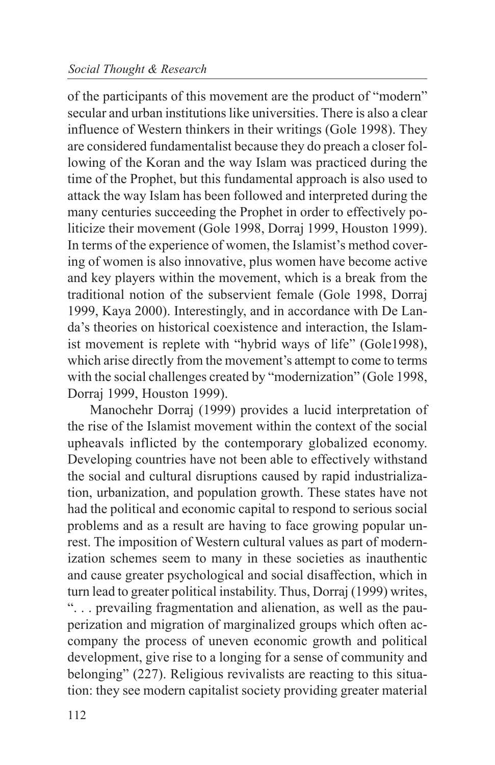of the participants of this movement are the product of "modern" secular and urban institutions like universities. There is also a clear influence of Western thinkers in their writings (Gole 1998). They are considered fundamentalist because they do preach a closer following of the Koran and the way Islam was practiced during the time of the Prophet, but this fundamental approach is also used to attack the way Islam has been followed and interpreted during the many centuries succeeding the Prophet in order to effectively politicize their movement (Gole 1998, Dorraj 1999, Houston 1999). In terms of the experience of women, the Islamist's method covering of women is also innovative, plus women have become active and key players within the movement, which is a break from the traditional notion of the subservient female (Gole 1998, Dorraj 1999, Kaya 2000). Interestingly, and in accordance with De Landa's theories on historical coexistence and interaction, the Islamist movement is replete with "hybrid ways of life" (Gole1998), which arise directly from the movement's attempt to come to terms with the social challenges created by "modernization" (Gole 1998, Dorraj 1999, Houston 1999).

Manochehr Dorraj (1999) provides a lucid interpretation of the rise of the Islamist movement within the context of the social upheavals inflicted by the contemporary globalized economy. Developing countries have not been able to effectively withstand the social and cultural disruptions caused by rapid industrialization, urbanization, and population growth. These states have not had the political and economic capital to respond to serious social problems and as a result are having to face growing popular unrest. The imposition of Western cultural values as part of modernization schemes seem to many in these societies as inauthentic and cause greater psychological and social disaffection, which in turn lead to greater political instability. Thus, Dorraj (1999) writes, ". . . prevailing fragmentation and alienation, as well as the pauperization and migration of marginalized groups which often accompany the process of uneven economic growth and political development, give rise to a longing for a sense of community and belonging" (227). Religious revivalists are reacting to this situation: they see modern capitalist society providing greater material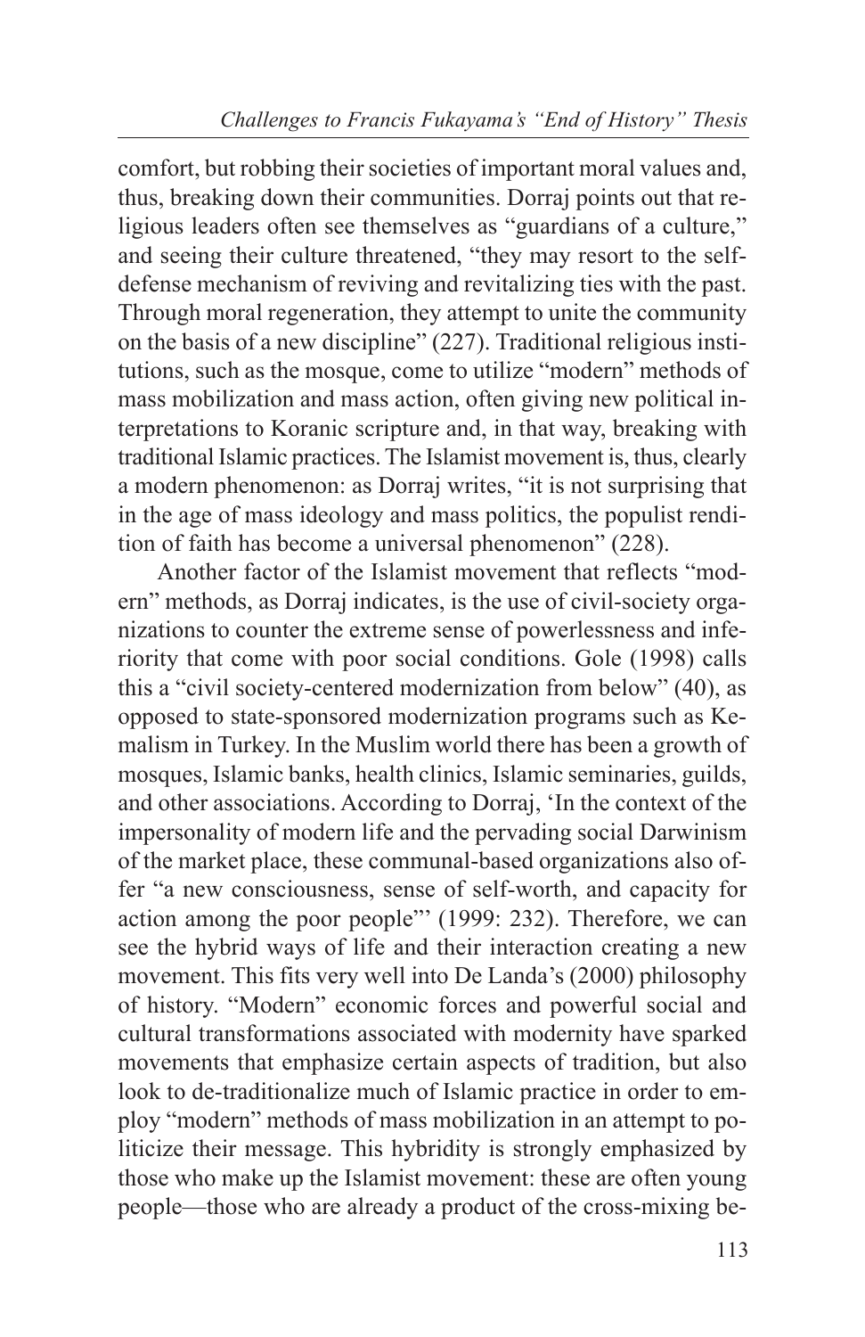comfort, but robbing their societies of important moral values and, thus, breaking down their communities. Dorraj points out that religious leaders often see themselves as "guardians of a culture," and seeing their culture threatened, "they may resort to the self-defense mechanism of reviving and revitalizing ties with the past. Through moral regeneration, they attempt to unite the community on the basis of a new discipline" (227). Traditional religious institutions, such as the mosque, come to utilize "modern" methods of mass mobilization and mass action, often giving new political interpretations to Koranic scripture and, in that way, breaking with traditional Islamic practices. The Islamist movement is, thus, clearly a modern phenomenon: as Dorraj writes, "it is not surprising that in the age of mass ideology and mass politics, the populist rendition of faith has become a universal phenomenon" (228).

Another factor of the Islamist movement that reflects "modern" methods, as Dorraj indicates, is the use of civil-society organizations to counter the extreme sense of powerlessness and inferiority that come with poor social conditions. Gole (1998) calls this a "civil society-centered modernization from below" (40), as opposed to state-sponsored modernization programs such as Kemalism in Turkey. In the Muslim world there has been a growth of mosques, Islamic banks, health clinics, Islamic seminaries, guilds, and other associations. According to Dorraj, 'In the context of the impersonality of modern life and the pervading social Darwinism of the market place, these communal-based organizations also offer "a new consciousness, sense of self-worth, and capacity for action among the poor people"' (1999: 232). Therefore, we can see the hybrid ways of life and their interaction creating a new movement. This fits very well into De Landa's (2000) philosophy of history. "Modern" economic forces and powerful social and cultural transformations associated with modernity have sparked movements that emphasize certain aspects of tradition, but also look to de-traditionalize much of Islamic practice in order to employ "modern" methods of mass mobilization in an attempt to politicize their message. This hybridity is strongly emphasized by those who make up the Islamist movement: these are often young people—those who are already a product of the cross-mixing be-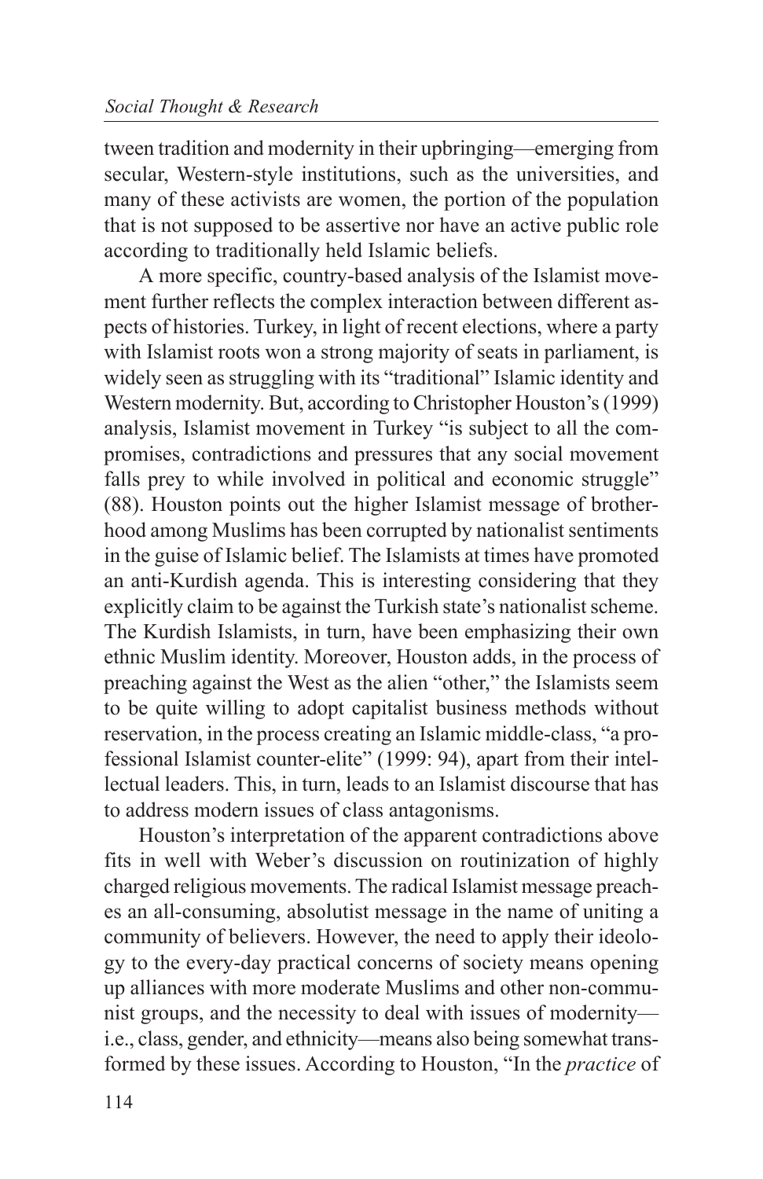tween tradition and modernity in their upbringing—emerging from secular, Western-style institutions, such as the universities, and many of these activists are women, the portion of the population that is not supposed to be assertive nor have an active public role according to traditionally held Islamic beliefs.

A more specific, country-based analysis of the Islamist movement further reflects the complex interaction between different aspects of histories. Turkey, in light of recent elections, where a party with Islamist roots won a strong majority of seats in parliament, is widely seen as struggling with its "traditional" Islamic identity and Western modernity. But, according to Christopher Houston's (1999) analysis, Islamist movement in Turkey "is subject to all the compromises, contradictions and pressures that any social movement falls prey to while involved in political and economic struggle" (88). Houston points out the higher Islamist message of brotherhood among Muslims has been corrupted by nationalist sentiments in the guise of Islamic belief. The Islamists at times have promoted an anti-Kurdish agenda. This is interesting considering that they explicitly claim to be against the Turkish state's nationalist scheme. The Kurdish Islamists, in turn, have been emphasizing their own ethnic Muslim identity. Moreover, Houston adds, in the process of preaching against the West as the alien "other," the Islamists seem to be quite willing to adopt capitalist business methods without reservation, in the process creating an Islamic middle-class, "a professional Islamist counter-elite" (1999: 94), apart from their intellectual leaders. This, in turn, leads to an Islamist discourse that has to address modern issues of class antagonisms.

Houston's interpretation of the apparent contradictions above fits in well with Weber's discussion on routinization of highly charged religious movements. The radical Islamist message preaches an all-consuming, absolutist message in the name of uniting a community of believers. However, the need to apply their ideology to the every-day practical concerns of society means opening up alliances with more moderate Muslims and other non-communist groups, and the necessity to deal with issues of modernity—i.e., class, gender, and ethnicity—means also being somewhat transformed by these issues. According to Houston, "In the *practice* of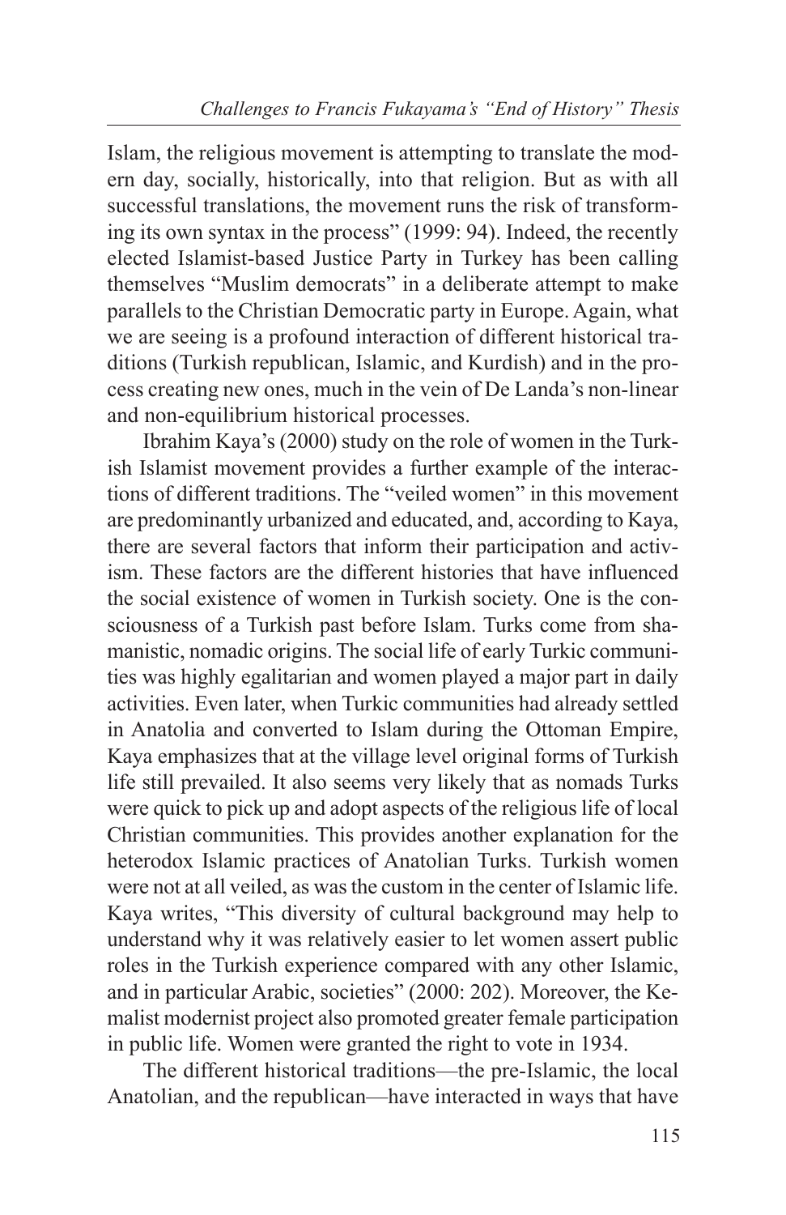Islam, the religious movement is attempting to translate the modern day, socially, historically, into that religion. But as with all successful translations, the movement runs the risk of transforming its own syntax in the process" (1999: 94). Indeed, the recently elected Islamist-based Justice Party in Turkey has been calling themselves "Muslim democrats" in a deliberate attempt to make parallels to the Christian Democratic party in Europe. Again, what we are seeing is a profound interaction of different historical traditions (Turkish republican, Islamic, and Kurdish) and in the process creating new ones, much in the vein of De Landa's non-linear and non-equilibrium historical processes.

Ibrahim Kaya's (2000) study on the role of women in the Turkish Islamist movement provides a further example of the interactions of different traditions. The "veiled women" in this movement are predominantly urbanized and educated, and, according to Kaya, there are several factors that inform their participation and activism. These factors are the different histories that have influenced the social existence of women in Turkish society. One is the consciousness of a Turkish past before Islam. Turks come from shamanistic, nomadic origins. The social life of early Turkic communities was highly egalitarian and women played a major part in daily activities. Even later, when Turkic communities had already settled in Anatolia and converted to Islam during the Ottoman Empire, Kaya emphasizes that at the village level original forms of Turkish life still prevailed. It also seems very likely that as nomads Turks were quick to pick up and adopt aspects of the religious life of local Christian communities. This provides another explanation for the heterodox Islamic practices of Anatolian Turks. Turkish women were not at all veiled, as was the custom in the center of Islamic life. Kaya writes, "This diversity of cultural background may help to understand why it was relatively easier to let women assert public roles in the Turkish experience compared with any other Islamic, and in particular Arabic, societies" (2000: 202). Moreover, the Kemalist modernist project also promoted greater female participation in public life. Women were granted the right to vote in 1934.

The different historical traditions—the pre-Islamic, the local Anatolian, and the republican—have interacted in ways that have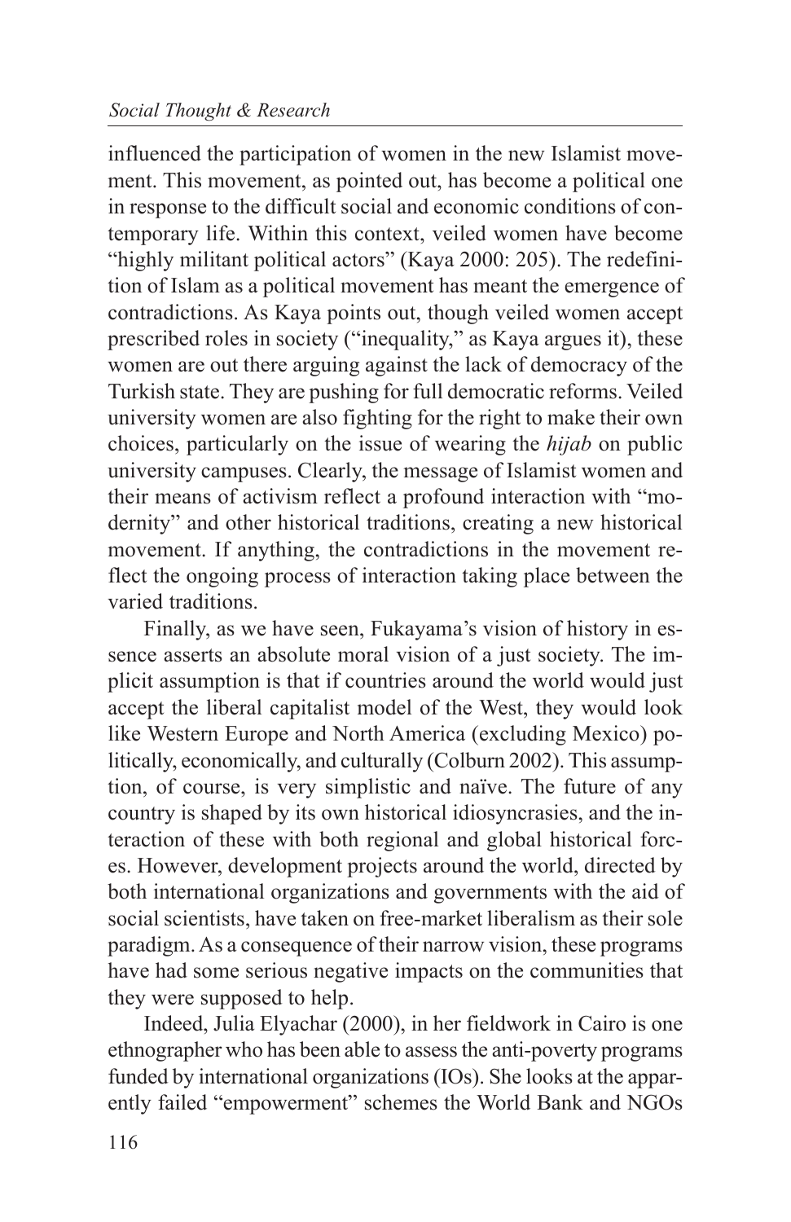influenced the participation of women in the new Islamist movement. This movement, as pointed out, has become a political one in response to the difficult social and economic conditions of contemporary life. Within this context, veiled women have become "highly militant political actors" (Kaya 2000: 205). The redefinition of Islam as a political movement has meant the emergence of contradictions. As Kaya points out, though veiled women accept prescribed roles in society ("inequality," as Kaya argues it), these women are out there arguing against the lack of democracy of the Turkish state. They are pushing for full democratic reforms. Veiled university women are also fighting for the right to make their own choices, particularly on the issue of wearing the *hijab* on public university campuses. Clearly, the message of Islamist women and their means of activism reflect a profound interaction with "modernity" and other historical traditions, creating a new historical movement. If anything, the contradictions in the movement reflect the ongoing process of interaction taking place between the varied traditions.

Finally, as we have seen, Fukayama's vision of history in essence asserts an absolute moral vision of a just society. The implicit assumption is that if countries around the world would just accept the liberal capitalist model of the West, they would look like Western Europe and North America (excluding Mexico) politically, economically, and culturally (Colburn 2002). This assumption, of course, is very simplistic and naïve. The future of any country is shaped by its own historical idiosyncrasies, and the interaction of these with both regional and global historical forces. However, development projects around the world, directed by both international organizations and governments with the aid of social scientists, have taken on free-market liberalism as their sole paradigm. As a consequence of their narrow vision, these programs have had some serious negative impacts on the communities that they were supposed to help.

Indeed, Julia Elyachar (2000), in her fieldwork in Cairo is one ethnographer who has been able to assess the anti-poverty programs funded by international organizations (IOs). She looks at the apparently failed "empowerment" schemes the World Bank and NGOs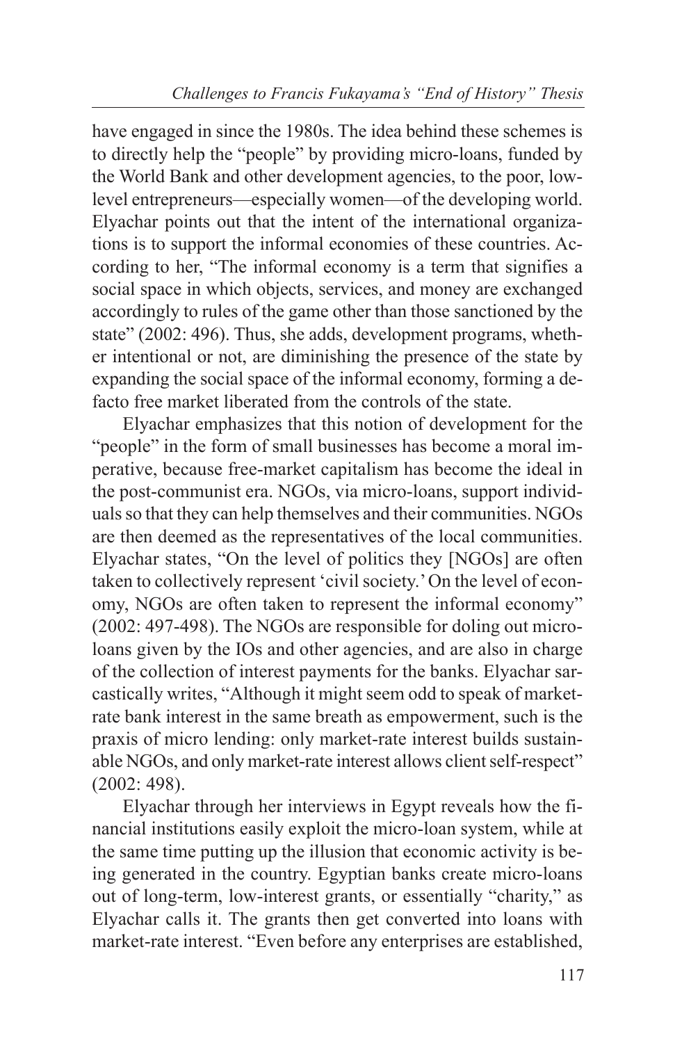have engaged in since the 1980s. The idea behind these schemes is to directly help the "people" by providing micro-loans, funded by the World Bank and other development agencies, to the poor, low-level entrepreneurs—especially women—of the developing world. Elyachar points out that the intent of the international organizations is to support the informal economies of these countries. According to her, "The informal economy is a term that signifies a social space in which objects, services, and money are exchanged accordingly to rules of the game other than those sanctioned by the state" (2002: 496). Thus, she adds, development programs, whether intentional or not, are diminishing the presence of the state by expanding the social space of the informal economy, forming a de-facto free market liberated from the controls of the state.

Elyachar emphasizes that this notion of development for the "people" in the form of small businesses has become a moral imperative, because free-market capitalism has become the ideal in the post-communist era. NGOs, via micro-loans, support individuals so that they can help themselves and their communities. NGOs are then deemed as the representatives of the local communities. Elyachar states, "On the level of politics they [NGOs] are often taken to collectively represent 'civil society.' On the level of economy, NGOs are often taken to represent the informal economy" (2002: 497-498). The NGOs are responsible for doling out micro-loans given by the IOs and other agencies, and are also in charge of the collection of interest payments for the banks. Elyachar sarcastically writes, "Although it might seem odd to speak of market-rate bank interest in the same breath as empowerment, such is the praxis of micro lending: only market-rate interest builds sustainable NGOs, and only market-rate interest allows client self-respect" (2002: 498).

Elyachar through her interviews in Egypt reveals how the financial institutions easily exploit the micro-loan system, while at the same time putting up the illusion that economic activity is being generated in the country. Egyptian banks create micro-loans out of long-term, low-interest grants, or essentially "charity," as Elyachar calls it. The grants then get converted into loans with market-rate interest. "Even before any enterprises are established,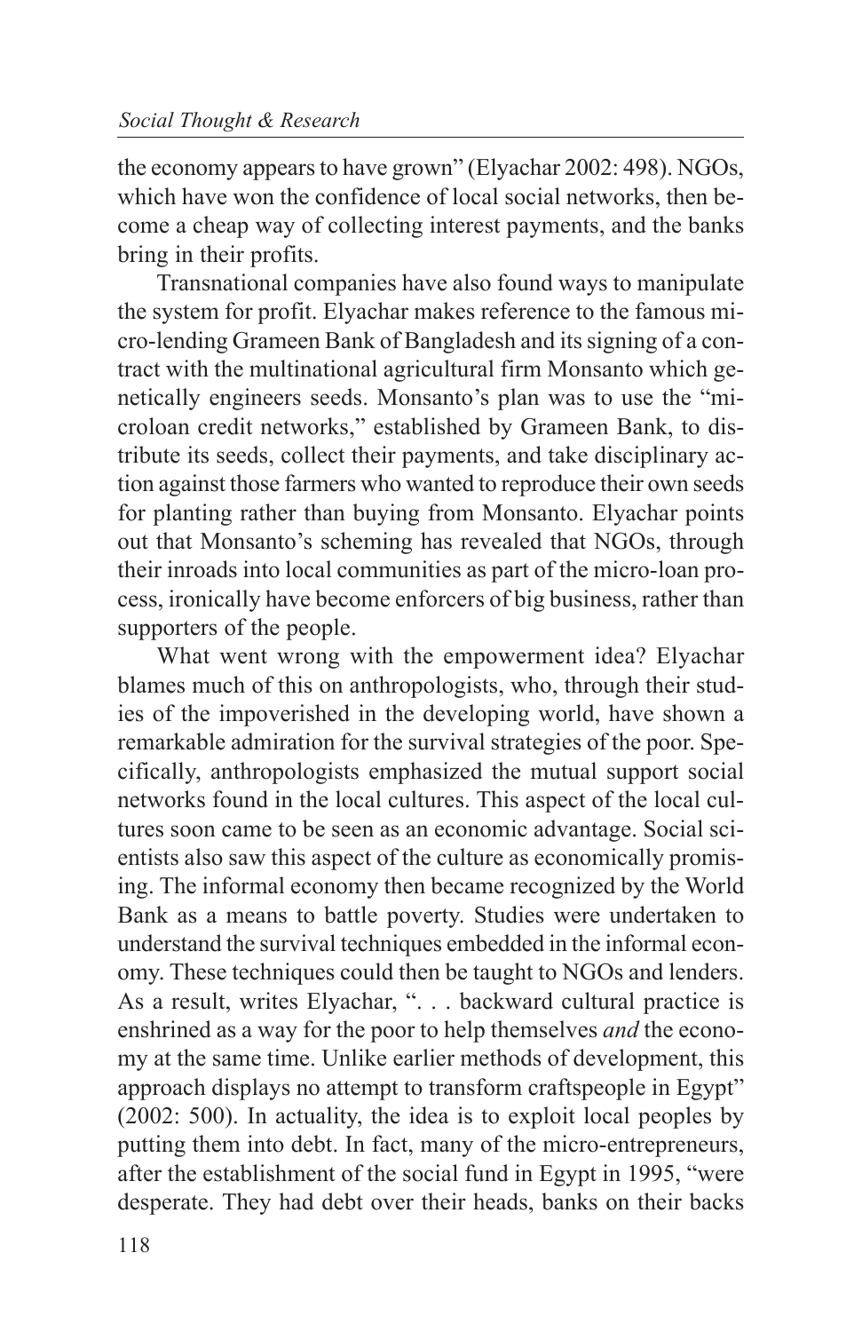the economy appears to have grown" (Elyachar 2002: 498). NGOs, which have won the confidence of local social networks, then become a cheap way of collecting interest payments, and the banks bring in their profits.

Transnational companies have also found ways to manipulate the system for profit. Elyachar makes reference to the famous micro-lending Grameen Bank of Bangladesh and its signing of a contract with the multinational agricultural firm Monsanto which genetically engineers seeds. Monsanto's plan was to use the "microloan credit networks," established by Grameen Bank, to distribute its seeds, collect their payments, and take disciplinary action against those farmers who wanted to reproduce their own seeds for planting rather than buying from Monsanto. Elyachar points out that Monsanto's scheming has revealed that NGOs, through their inroads into local communities as part of the micro-loan process, ironically have become enforcers of big business, rather than supporters of the people.

What went wrong with the empowerment idea? Elyachar blames much of this on anthropologists, who, through their studies of the impoverished in the developing world, have shown a remarkable admiration for the survival strategies of the poor. Specifically, anthropologists emphasized the mutual support social networks found in the local cultures. This aspect of the local cultures soon came to be seen as an economic advantage. Social scientists also saw this aspect of the culture as economically promising. The informal economy then became recognized by the World Bank as a means to battle poverty. Studies were undertaken to understand the survival techniques embedded in the informal economy. These techniques could then be taught to NGOs and lenders. As a result, writes Elyachar, ". . . backward cultural practice is enshrined as a way for the poor to help themselves *and* the economy at the same time. Unlike earlier methods of development, this approach displays no attempt to transform craftspeople in Egypt" (2002: 500). In actuality, the idea is to exploit local peoples by putting them into debt. In fact, many of the micro-entrepreneurs, after the establishment of the social fund in Egypt in 1995, "were desperate. They had debt over their heads, banks on their backs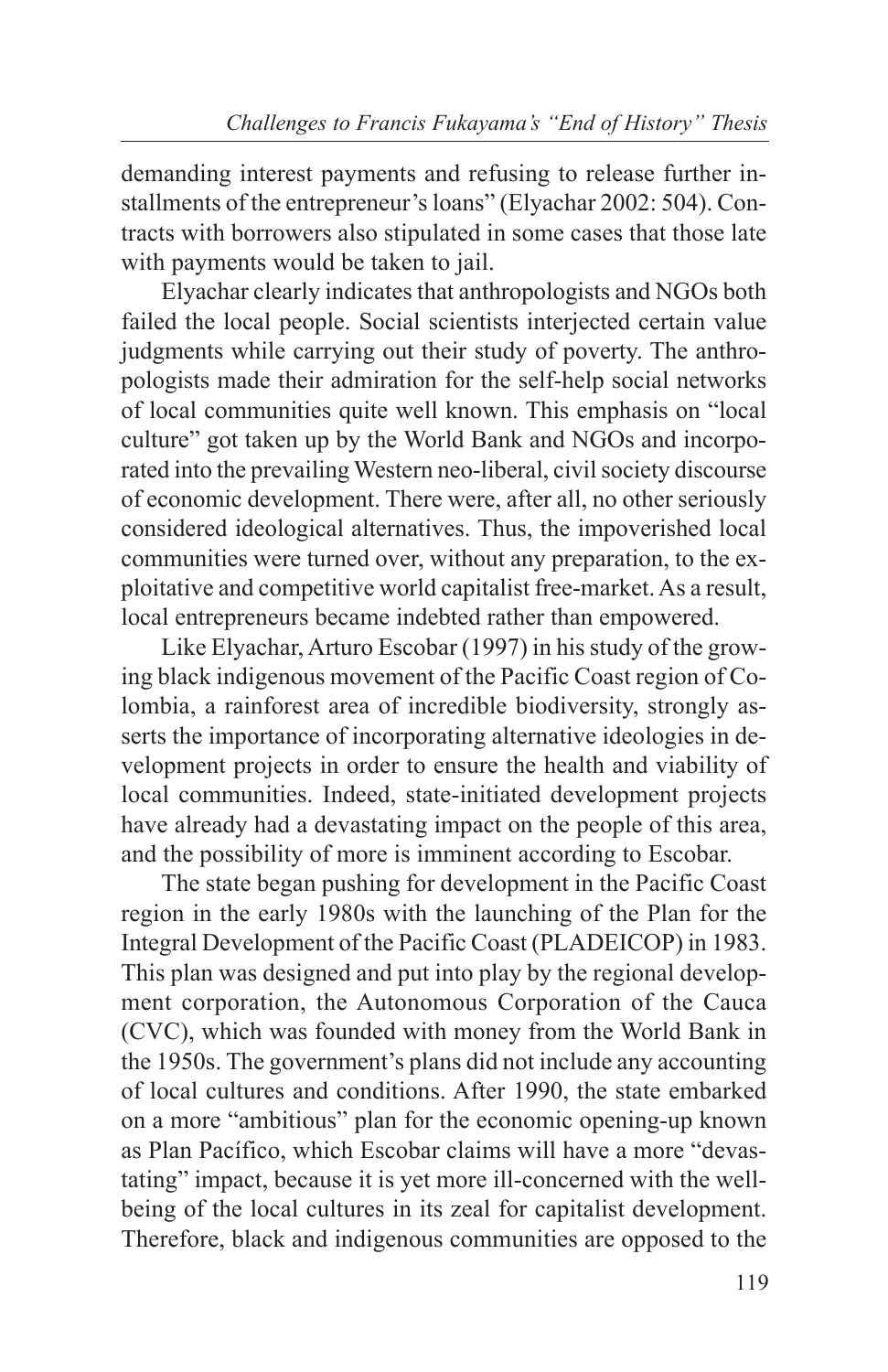demanding interest payments and refusing to release further installments of the entrepreneur's loans" (Elyachar 2002: 504). Contracts with borrowers also stipulated in some cases that those late with payments would be taken to jail.

Elyachar clearly indicates that anthropologists and NGOs both failed the local people. Social scientists interjected certain value judgments while carrying out their study of poverty. The anthropologists made their admiration for the self-help social networks of local communities quite well known. This emphasis on "local culture" got taken up by the World Bank and NGOs and incorporated into the prevailing Western neo-liberal, civil society discourse of economic development. There were, after all, no other seriously considered ideological alternatives. Thus, the impoverished local communities were turned over, without any preparation, to the exploitative and competitive world capitalist free-market. As a result, local entrepreneurs became indebted rather than empowered.

Like Elyachar, Arturo Escobar (1997) in his study of the growing black indigenous movement of the Pacific Coast region of Colombia, a rainforest area of incredible biodiversity, strongly asserts the importance of incorporating alternative ideologies in development projects in order to ensure the health and viability of local communities. Indeed, state-initiated development projects have already had a devastating impact on the people of this area, and the possibility of more is imminent according to Escobar.

The state began pushing for development in the Pacific Coast region in the early 1980s with the launching of the Plan for the Integral Development of the Pacific Coast (PLADEICOP) in 1983. This plan was designed and put into play by the regional development corporation, the Autonomous Corporation of the Cauca (CVC), which was founded with money from the World Bank in the 1950s. The government's plans did not include any accounting of local cultures and conditions. After 1990, the state embarked on a more "ambitious" plan for the economic opening-up known as Plan Pacífico, which Escobar claims will have a more "devastating" impact, because it is yet more ill-concerned with the well-being of the local cultures in its zeal for capitalist development. Therefore, black and indigenous communities are opposed to the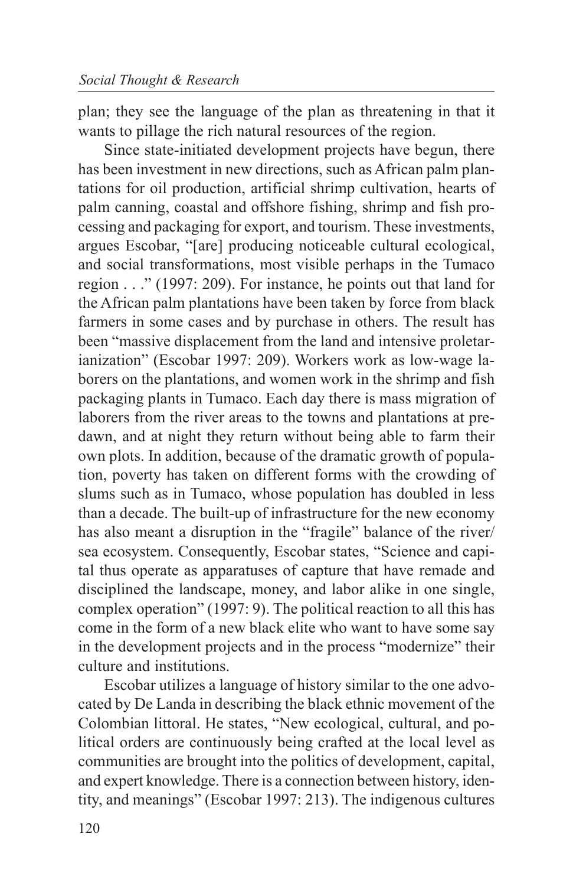plan; they see the language of the plan as threatening in that it wants to pillage the rich natural resources of the region.

Since state-initiated development projects have begun, there has been investment in new directions, such as African palm plantations for oil production, artificial shrimp cultivation, hearts of palm canning, coastal and offshore fishing, shrimp and fish processing and packaging for export, and tourism. These investments, argues Escobar, "[are] producing noticeable cultural ecological, and social transformations, most visible perhaps in the Tumaco region . . ." (1997: 209). For instance, he points out that land for the African palm plantations have been taken by force from black farmers in some cases and by purchase in others. The result has been "massive displacement from the land and intensive proletarianization" (Escobar 1997: 209). Workers work as low-wage laborers on the plantations, and women work in the shrimp and fish packaging plants in Tumaco. Each day there is mass migration of laborers from the river areas to the towns and plantations at predawn, and at night they return without being able to farm their own plots. In addition, because of the dramatic growth of population, poverty has taken on different forms with the crowding of slums such as in Tumaco, whose population has doubled in less than a decade. The built-up of infrastructure for the new economy has also meant a disruption in the "fragile" balance of the river/sea ecosystem. Consequently, Escobar states, "Science and capital thus operate as apparatuses of capture that have remade and disciplined the landscape, money, and labor alike in one single, complex operation" (1997: 9). The political reaction to all this has come in the form of a new black elite who want to have some say in the development projects and in the process "modernize" their culture and institutions.

Escobar utilizes a language of history similar to the one advocated by De Landa in describing the black ethnic movement of the Colombian littoral. He states, "New ecological, cultural, and political orders are continuously being crafted at the local level as communities are brought into the politics of development, capital, and expert knowledge. There is a connection between history, identity, and meanings" (Escobar 1997: 213). The indigenous cultures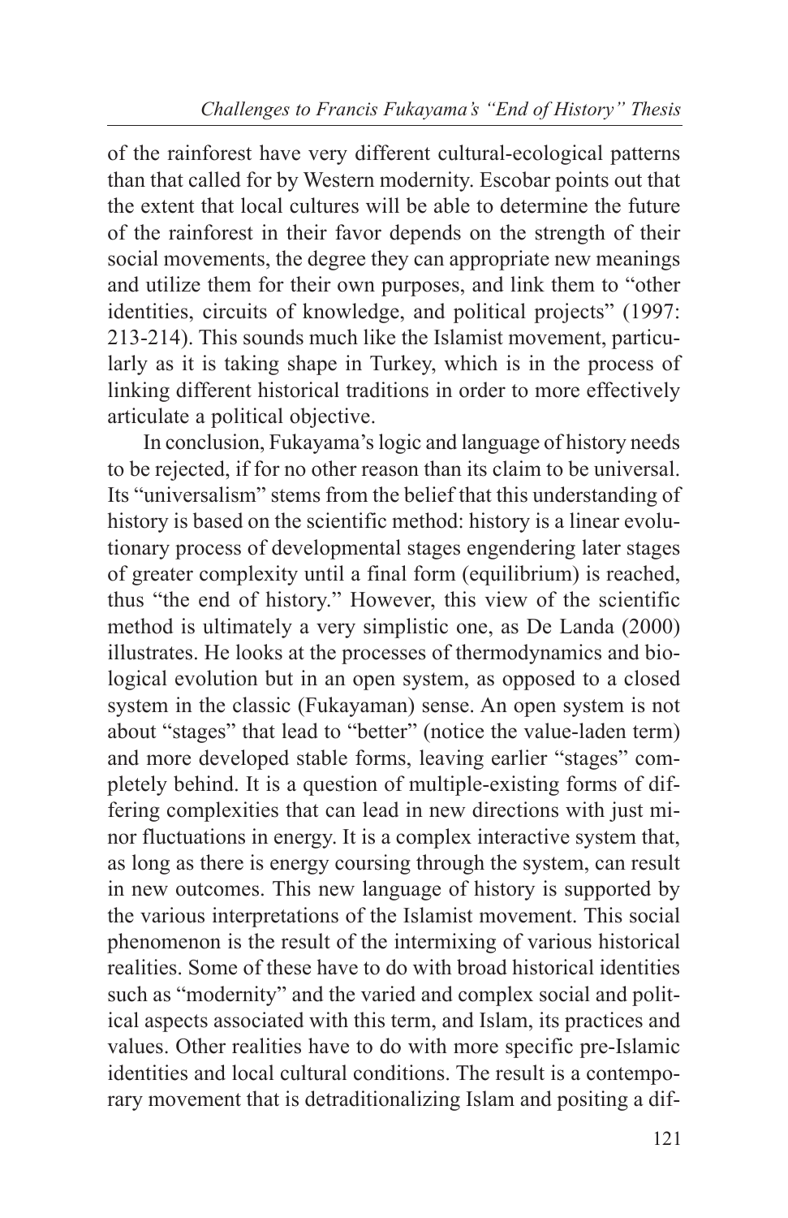of the rainforest have very different cultural-ecological patterns than that called for by Western modernity. Escobar points out that the extent that local cultures will be able to determine the future of the rainforest in their favor depends on the strength of their social movements, the degree they can appropriate new meanings and utilize them for their own purposes, and link them to "other identities, circuits of knowledge, and political projects" (1997: 213-214). This sounds much like the Islamist movement, particularly as it is taking shape in Turkey, which is in the process of linking different historical traditions in order to more effectively articulate a political objective.

In conclusion, Fukayama's logic and language of history needs to be rejected, if for no other reason than its claim to be universal. Its "universalism" stems from the belief that this understanding of history is based on the scientific method: history is a linear evolutionary process of developmental stages engendering later stages of greater complexity until a final form (equilibrium) is reached, thus "the end of history." However, this view of the scientific method is ultimately a very simplistic one, as De Landa (2000) illustrates. He looks at the processes of thermodynamics and biological evolution but in an open system, as opposed to a closed system in the classic (Fukayaman) sense. An open system is not about "stages" that lead to "better" (notice the value-laden term) and more developed stable forms, leaving earlier "stages" completely behind. It is a question of multiple-existing forms of differing complexities that can lead in new directions with just minor fluctuations in energy. It is a complex interactive system that, as long as there is energy coursing through the system, can result in new outcomes. This new language of history is supported by the various interpretations of the Islamist movement. This social phenomenon is the result of the intermixing of various historical realities. Some of these have to do with broad historical identities such as "modernity" and the varied and complex social and political aspects associated with this term, and Islam, its practices and values. Other realities have to do with more specific pre-Islamic identities and local cultural conditions. The result is a contemporary movement that is detraditionalizing Islam and positing a dif-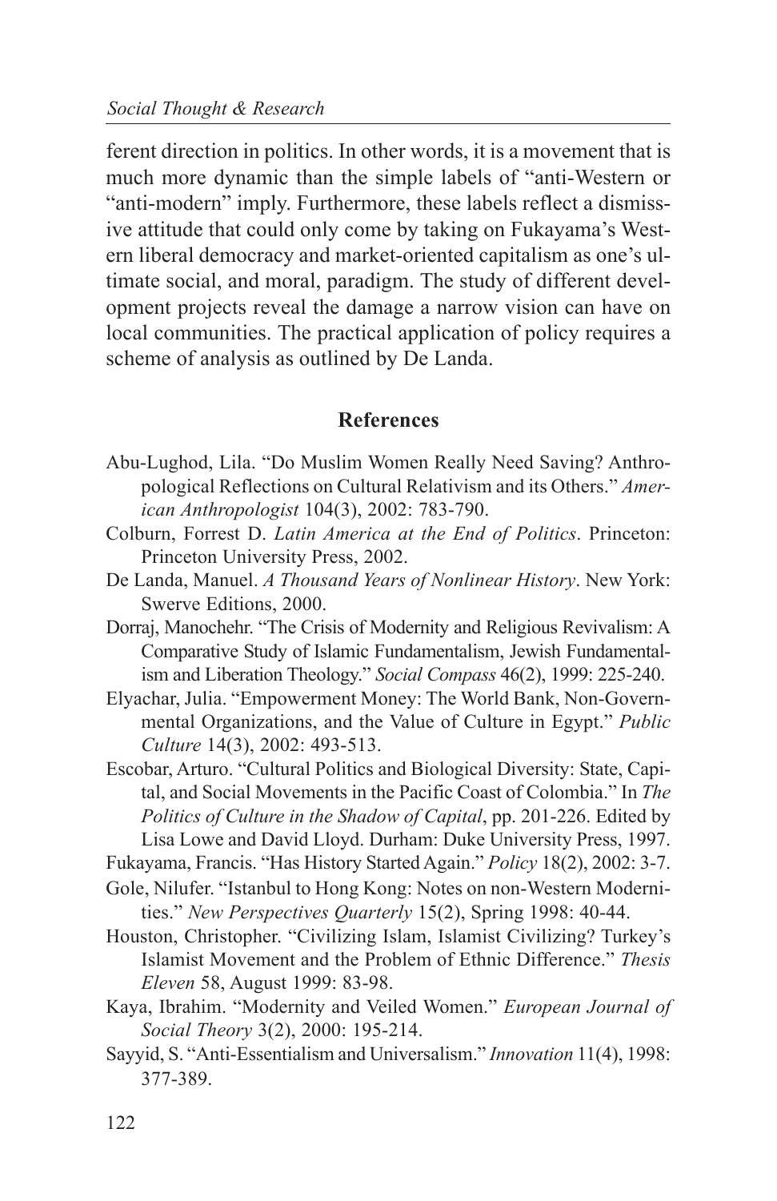ferent direction in politics. In other words, it is a movement that is much more dynamic than the simple labels of "anti-Western or "anti-modern" imply. Furthermore, these labels reflect a dismissive attitude that could only come by taking on Fukayama's Western liberal democracy and market-oriented capitalism as one's ultimate social, and moral, paradigm. The study of different development projects reveal the damage a narrow vision can have on local communities. The practical application of policy requires a scheme of analysis as outlined by De Landa.

## References

Abu-Lughod, Lila. "Do Muslim Women Really Need Saving? Anthropological Reflections on Cultural Relativism and its Others." *American Anthropologist* 104(3), 2002: 783-790.

Colburn, Forrest D. *Latin America at the End of Politics*. Princeton: Princeton University Press, 2002.

De Landa, Manuel. *A Thousand Years of Nonlinear History*. New York: Swerve Editions, 2000.

Dorraj, Manochehr. "The Crisis of Modernity and Religious Revivalism: A Comparative Study of Islamic Fundamentalism, Jewish Fundamentalism and Liberation Theology." *Social Compass* 46(2), 1999: 225-240.

Elyachar, Julia. "Empowerment Money: The World Bank, Non-Governmental Organizations, and the Value of Culture in Egypt." *Public Culture* 14(3), 2002: 493-513.

Escobar, Arturo. "Cultural Politics and Biological Diversity: State, Capital, and Social Movements in the Pacific Coast of Colombia." In *The Politics of Culture in the Shadow of Capital*, pp. 201-226. Edited by Lisa Lowe and David Lloyd. Durham: Duke University Press, 1997.

Fukayama, Francis. "Has History Started Again." *Policy* 18(2), 2002: 3-7.

Gole, Nilufer. "Istanbul to Hong Kong: Notes on non-Western Modernities." *New Perspectives Quarterly* 15(2), Spring 1998: 40-44.

Houston, Christopher. "Civilizing Islam, Islamist Civilizing? Turkey's Islamist Movement and the Problem of Ethnic Difference." *Thesis Eleven* 58, August 1999: 83-98.

Kaya, Ibrahim. "Modernity and Veiled Women." *European Journal of Social Theory* 3(2), 2000: 195-214.

Sayyid, S. "Anti-Essentialism and Universalism." *Innovation* 11(4), 1998: 377-389.